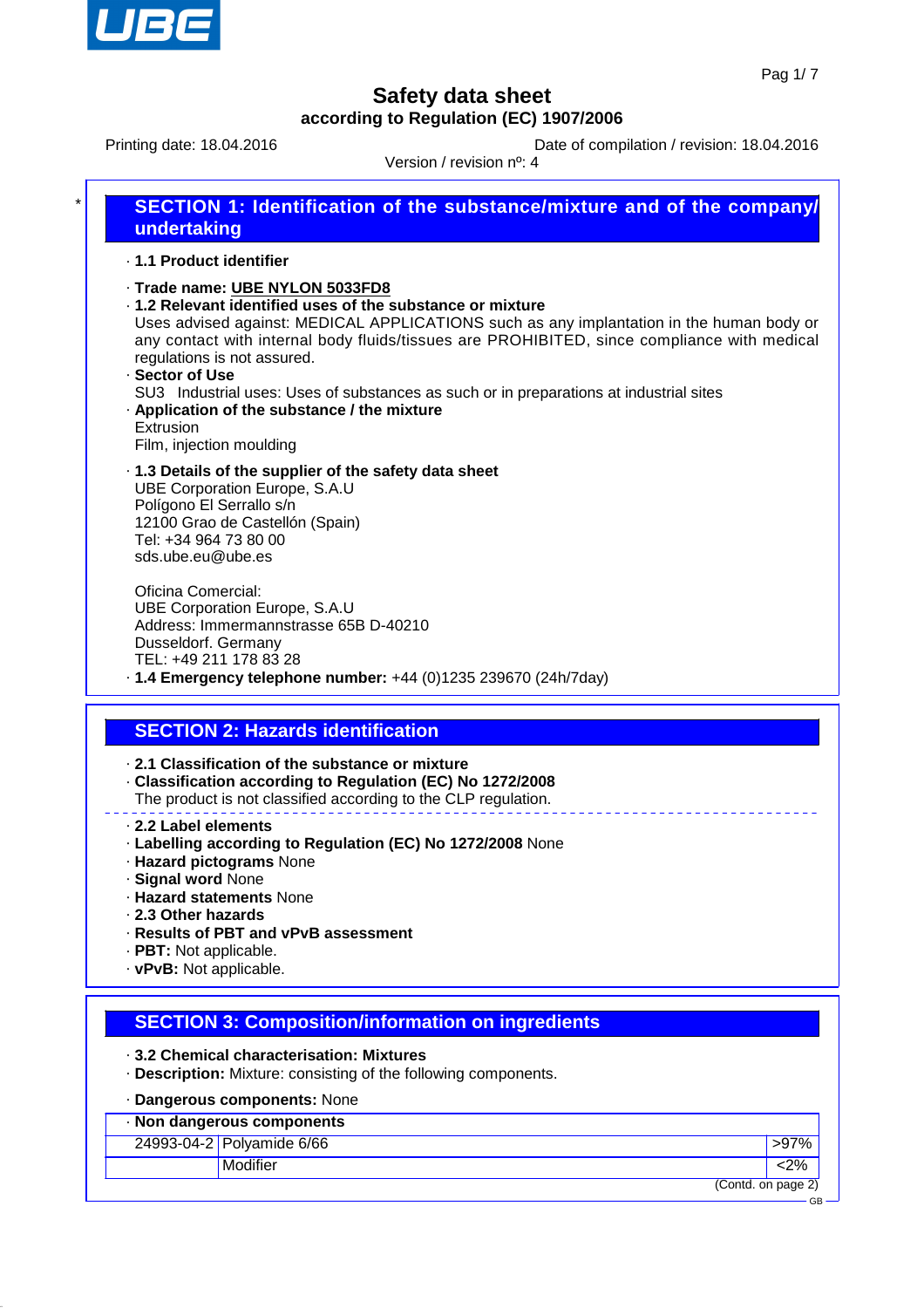# Safety data sheet

**according to Regulation (EC) 1907/2006**

Printing date: 18.04.2016 | Date of compilation / revision: 18.04.2016

Version / revision nº: 4

*

## SECTION 1: Identification of the substance/mixture and of the company/ undertaking

· **1.1 Product identifier**

· **Trade name: UBE NYLON 5033FD8**

· **1.2 Relevant identified uses of the substance or mixture**

Uses advised against: MEDICAL APPLICATIONS such as any implantation in the human body or any contact with internal body fluids/tissues are PROHIBITED, since compliance with medical regulations is not assured.

· **Sector of Use**

SU3 Industrial uses: Uses of substances as such or in preparations at industrial sites

· **Application of the substance / the mixture**

Extrusion

Film, injection moulding

· **1.3 Details of the supplier of the safety data sheet**

UBE Corporation Europe, S.A.U

Polígono El Serrallo s/n

12100 Grao de Castellón (Spain)

Tel: +34 964 73 80 00

sds.ube.eu@ube.es

Oficina Comercial:

UBE Corporation Europe, S.A.U

Address: Immermannstrasse 65B D-40210

Dusseldorf. Germany

TEL: +49 211 178 83 28

· **1.4 Emergency telephone number:** +44 (0)1235 239670 (24h/7day)

## SECTION 2: Hazards identification

· **2.1 Classification of the substance or mixture**

· **Classification according to Regulation (EC) No 1272/2008**

The product is not classified according to the CLP regulation.

· **2.2 Label elements**

· **Labelling according to Regulation (EC) No 1272/2008** None

· **Hazard pictograms** None

· **Signal word** None

· **Hazard statements** None

· **2.3 Other hazards**

· **Results of PBT and vPvB assessment**

· **PBT:** Not applicable.

· **vPvB:** Not applicable.

## SECTION 3: Composition/information on ingredients

· **3.2 Chemical characterisation: Mixtures**

· **Description:** Mixture: consisting of the following components.

· **Dangerous components:** None

| · **Non dangerous components** | | |
|---|---|---|
| 24993-04-2 | Polyamide 6/66 | >97% |
| | Modifier | <2% |

(Contd. on page 2)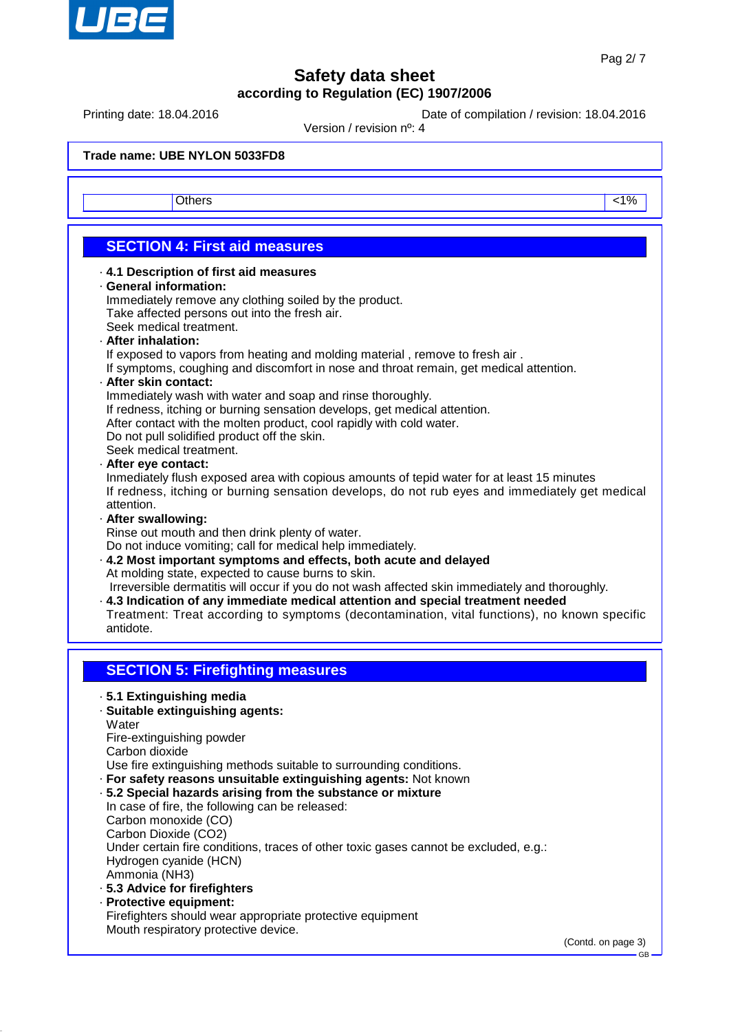**Trade name: UBE NYLON 5033FD8**

| | | |
|---|---|---|
| | Others | <1% |

## SECTION 4: First aid measures

- **4.1 Description of first aid measures**
- **General information:**
  Immediately remove any clothing soiled by the product.
  Take affected persons out into the fresh air.
  Seek medical treatment.
- **After inhalation:**
  If exposed to vapors from heating and molding material , remove to fresh air .
  If symptoms, coughing and discomfort in nose and throat remain, get medical attention.
- **After skin contact:**
  Immediately wash with water and soap and rinse thoroughly.
  If redness, itching or burning sensation develops, get medical attention.
  After contact with the molten product, cool rapidly with cold water.
  Do not pull solidified product off the skin.
  Seek medical treatment.
- **After eye contact:**
  Inmediately flush exposed area with copious amounts of tepid water for at least 15 minutes
  If redness, itching or burning sensation develops, do not rub eyes and immediately get medical attention.
- **After swallowing:**
  Rinse out mouth and then drink plenty of water.
  Do not induce vomiting; call for medical help immediately.
- **4.2 Most important symptoms and effects, both acute and delayed**
  At molding state, expected to cause burns to skin.
  Irreversible dermatitis will occur if you do not wash affected skin immediately and thoroughly.
- **4.3 Indication of any immediate medical attention and special treatment needed**
  Treatment: Treat according to symptoms (decontamination, vital functions), no known specific antidote.

## SECTION 5: Firefighting measures

- **5.1 Extinguishing media**
- **Suitable extinguishing agents:**
  Water
  Fire-extinguishing powder
  Carbon dioxide
  Use fire extinguishing methods suitable to surrounding conditions.
- **For safety reasons unsuitable extinguishing agents:** Not known
- **5.2 Special hazards arising from the substance or mixture**
  In case of fire, the following can be released:
  Carbon monoxide (CO)
  Carbon Dioxide ($CO_2$)
  Under certain fire conditions, traces of other toxic gases cannot be excluded, e.g.:
  Hydrogen cyanide (HCN)
  Ammonia ($NH_3$)
- **5.3 Advice for firefighters**
- **Protective equipment:**
  Firefighters should wear appropriate protective equipment
  Mouth respiratory protective device.

(Contd. on page 3)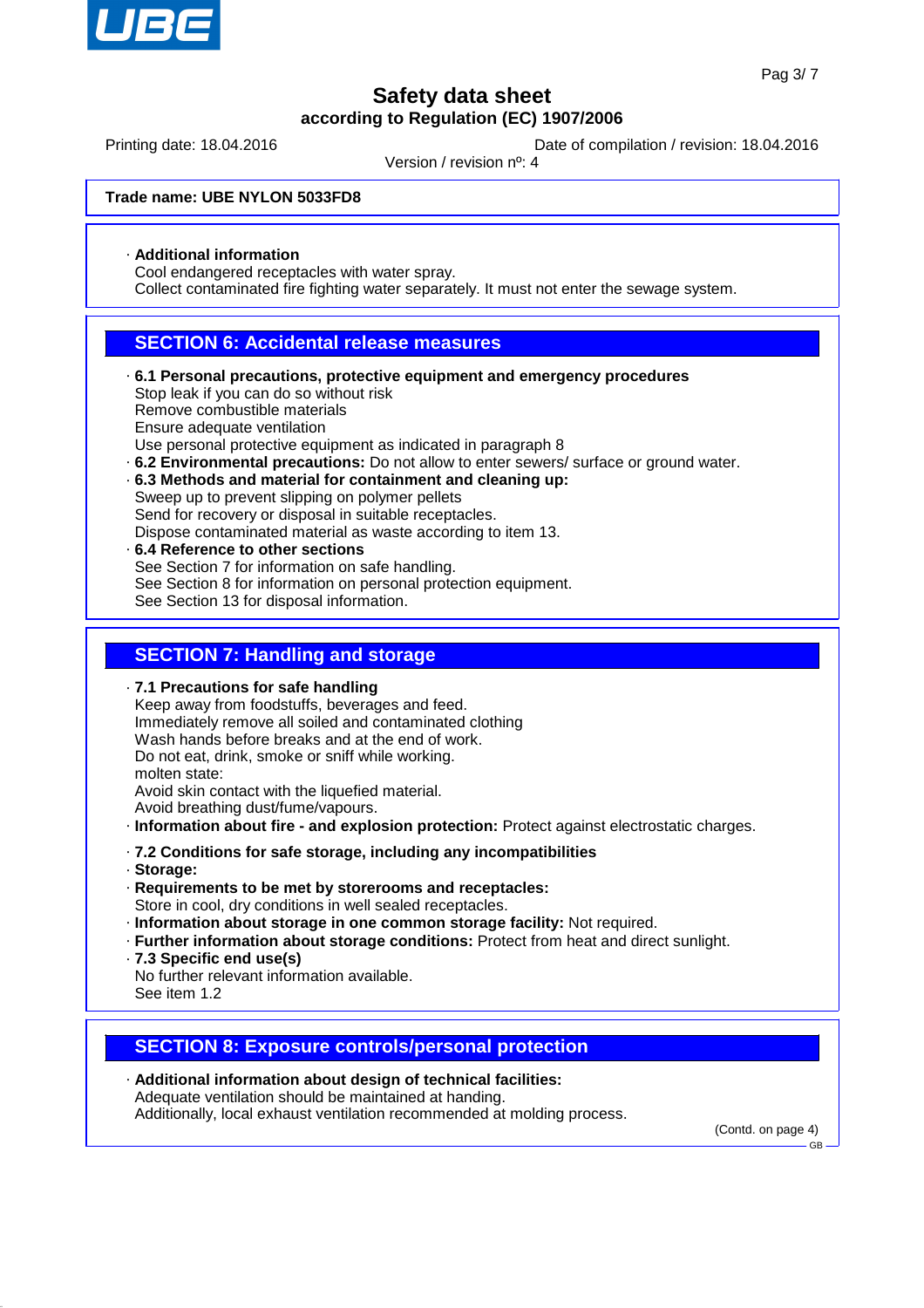Trade name: **UBE NYLON 5033FD8**

· **Additional information**
Cool endangered receptacles with water spray.
Collect contaminated fire fighting water separately. It must not enter the sewage system.

## SECTION 6: Accidental release measures

· **6.1 Personal precautions, protective equipment and emergency procedures**
Stop leak if you can do so without risk
Remove combustible materials
Ensure adequate ventilation
Use personal protective equipment as indicated in paragraph 8
· **6.2 Environmental precautions:** Do not allow to enter sewers/ surface or ground water.
· **6.3 Methods and material for containment and cleaning up:**
Sweep up to prevent slipping on polymer pellets
Send for recovery or disposal in suitable receptacles.
Dispose contaminated material as waste according to item 13.
· **6.4 Reference to other sections**
See Section 7 for information on safe handling.
See Section 8 for information on personal protection equipment.
See Section 13 for disposal information.

## SECTION 7: Handling and storage

· **7.1 Precautions for safe handling**
Keep away from foodstuffs, beverages and feed.
Immediately remove all soiled and contaminated clothing
Wash hands before breaks and at the end of work.
Do not eat, drink, smoke or sniff while working.
molten state:
Avoid skin contact with the liquefied material.
Avoid breathing dust/fume/vapours.
· **Information about fire - and explosion protection:** Protect against electrostatic charges.

· **7.2 Conditions for safe storage, including any incompatibilities**
· **Storage:**
· **Requirements to be met by storerooms and receptacles:**
Store in cool, dry conditions in well sealed receptacles.
· **Information about storage in one common storage facility:** Not required.
· **Further information about storage conditions:** Protect from heat and direct sunlight.
· **7.3 Specific end use(s)**
No further relevant information available.
See item 1.2

## SECTION 8: Exposure controls/personal protection

· **Additional information about design of technical facilities:**
Adequate ventilation should be maintained at handing.
Additionally, local exhaust ventilation recommended at molding process.

(Contd. on page 4)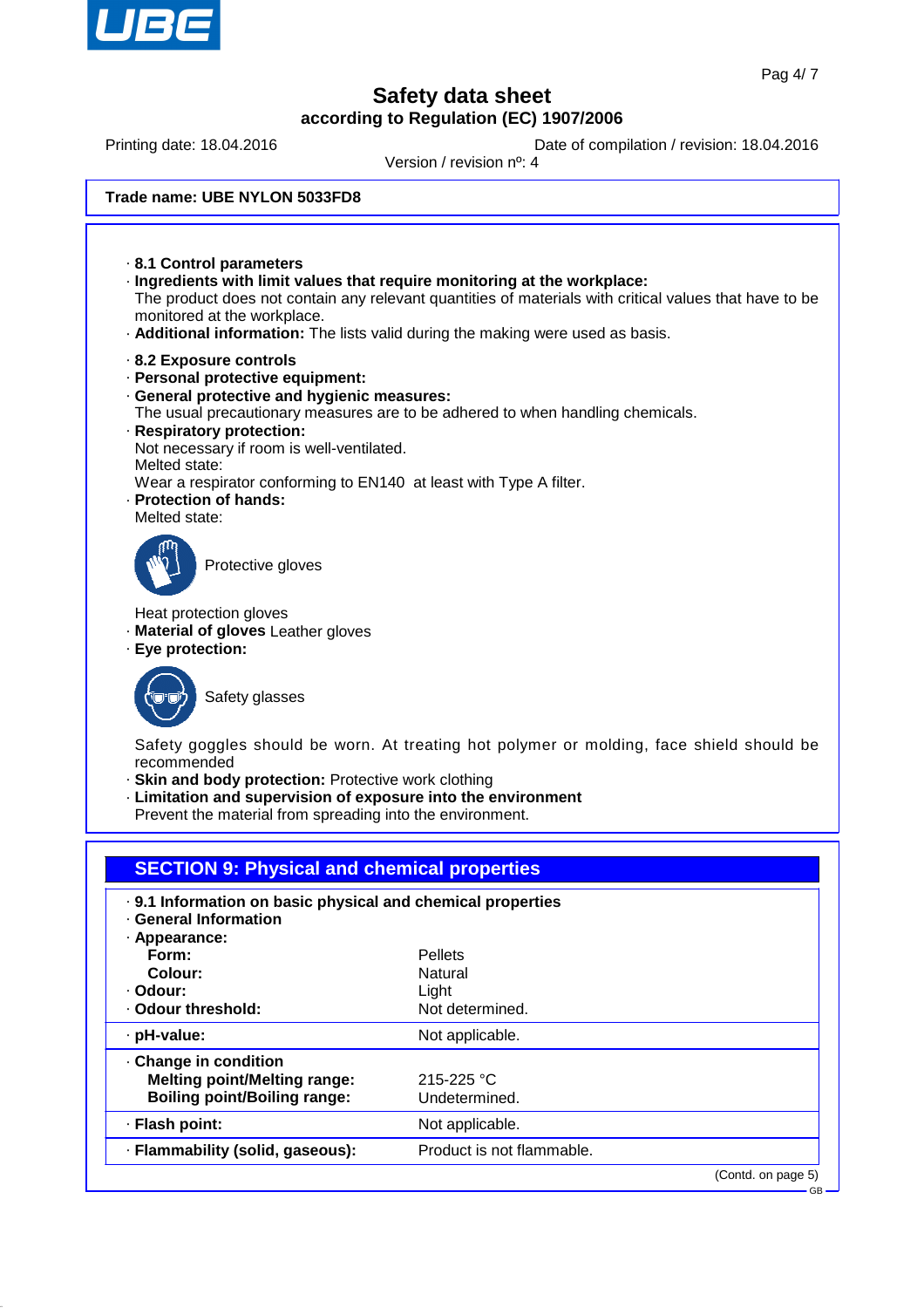Trade name: UBE NYLON 5033FD8

· **8.1 Control parameters**
· **Ingredients with limit values that require monitoring at the workplace:**
The product does not contain any relevant quantities of materials with critical values that have to be monitored at the workplace.
· **Additional information:** The lists valid during the making were used as basis.

· **8.2 Exposure controls**
· **Personal protective equipment:**
· **General protective and hygienic measures:**
The usual precautionary measures are to be adhered to when handling chemicals.
· **Respiratory protection:**
Not necessary if room is well-ventilated.
Melted state:
Wear a respirator conforming to EN140 at least with Type A filter.
· **Protection of hands:**
Melted state:

Protective gloves

Heat protection gloves
· **Material of gloves** Leather gloves
· **Eye protection:**

Safety glasses

Safety goggles should be worn. At treating hot polymer or molding, face shield should be recommended
· **Skin and body protection:** Protective work clothing
· **Limitation and supervision of exposure into the environment**
Prevent the material from spreading into the environment.

## SECTION 9: Physical and chemical properties

| · **9.1 Information on basic physical and chemical properties** | |
|---|---|
| · **General Information** | |
| · **Appearance:** | |
| **Form:** | Pellets |
| **Colour:** | Natural |
| · **Odour:** | Light |
| · **Odour threshold:** | Not determined. |
| · **pH-value:** | Not applicable. |
| · **Change in condition** | |
| **Melting point/Melting range:** | 215-225 °C |
| **Boiling point/Boiling range:** | Undetermined. |
| · **Flash point:** | Not applicable. |
| · **Flammability (solid, gaseous):** | Product is not flammable. |

(Contd. on page 5)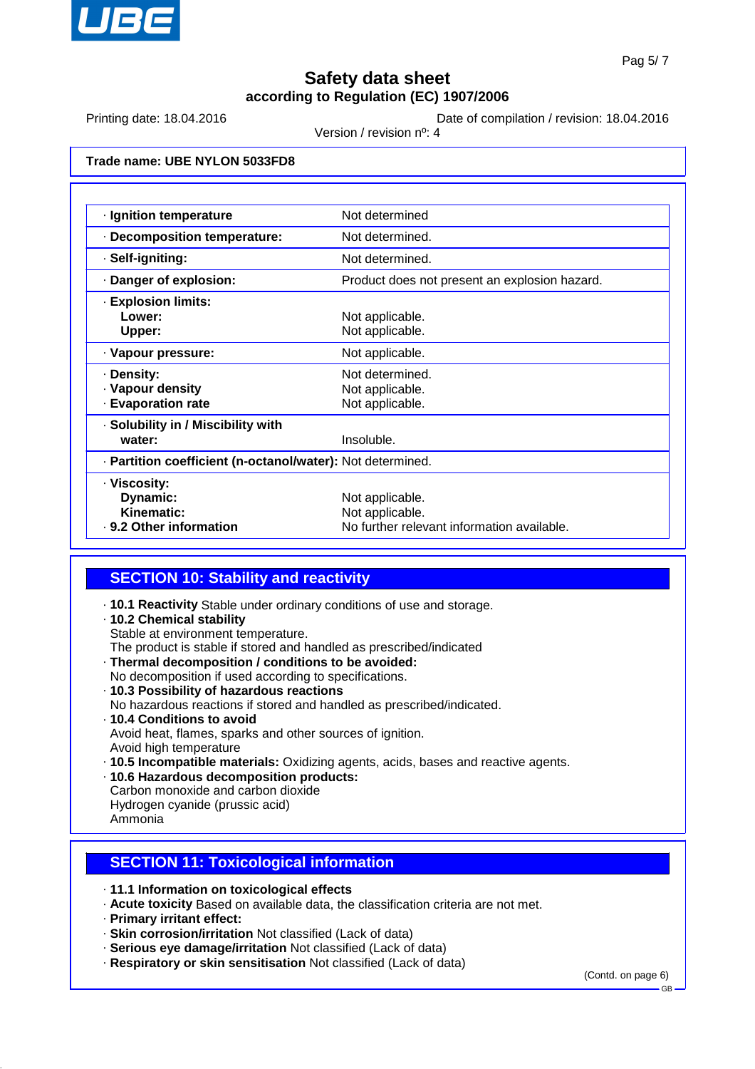# Safety data sheet

**according to Regulation (EC) 1907/2006**

Printing date: 18.04.2016 | Date of compilation / revision: 18.04.2016
Version / revision nº: 4

**Trade name: UBE NYLON 5033FD8**

| | |
|---|---|
| · **Ignition temperature** | Not determined |
| · **Decomposition temperature:** | Not determined. |
| · **Self-igniting:** | Not determined. |
| · **Danger of explosion:** | Product does not present an explosion hazard. |
| · **Explosion limits:**<br>**Lower:**<br>**Upper:** | <br>Not applicable.<br>Not applicable. |
| · **Vapour pressure:** | Not applicable. |
| · **Density:**<br>· **Vapour density**<br>· **Evaporation rate** | Not determined.<br>Not applicable.<br>Not applicable. |
| · **Solubility in / Miscibility with water:** | Insoluble. |
| · **Partition coefficient (n-octanol/water):** | Not determined. |
| · **Viscosity:**<br>**Dynamic:**<br>**Kinematic:**<br>· **9.2 Other information** | <br>Not applicable.<br>Not applicable.<br>No further relevant information available. |

## SECTION 10: Stability and reactivity

· **10.1 Reactivity** Stable under ordinary conditions of use and storage.
· **10.2 Chemical stability**
Stable at environment temperature.
The product is stable if stored and handled as prescribed/indicated
· **Thermal decomposition / conditions to be avoided:**
No decomposition if used according to specifications.
· **10.3 Possibility of hazardous reactions**
No hazardous reactions if stored and handled as prescribed/indicated.
· **10.4 Conditions to avoid**
Avoid heat, flames, sparks and other sources of ignition.
Avoid high temperature
· **10.5 Incompatible materials:** Oxidizing agents, acids, bases and reactive agents.
· **10.6 Hazardous decomposition products:**
Carbon monoxide and carbon dioxide
Hydrogen cyanide (prussic acid)
Ammonia

## SECTION 11: Toxicological information

· **11.1 Information on toxicological effects**
· **Acute toxicity** Based on available data, the classification criteria are not met.
· **Primary irritant effect:**
· **Skin corrosion/irritation** Not classified (Lack of data)
· **Serious eye damage/irritation** Not classified (Lack of data)
· **Respiratory or skin sensitisation** Not classified (Lack of data)

(Contd. on page 6)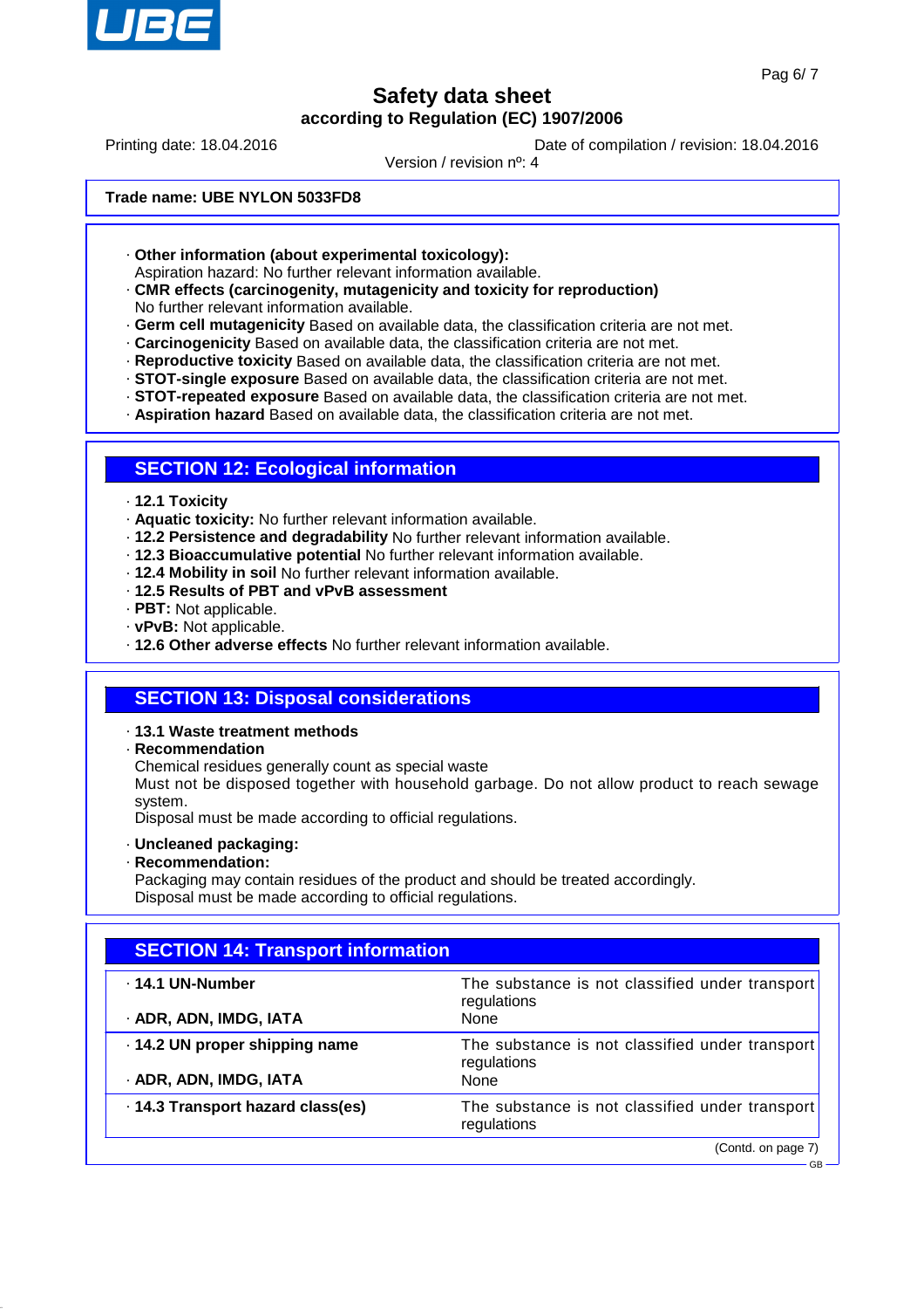**Safety data sheet**
**according to Regulation (EC) 1907/2006**

Printing date: 18.04.2016 | Date of compilation / revision: 18.04.2016
Version / revision nº: 4

**Trade name: UBE NYLON 5033FD8**

· **Other information (about experimental toxicology):**
Aspiration hazard: No further relevant information available.
· **CMR effects (carcinogenity, mutagenicity and toxicity for reproduction)**
No further relevant information available.
· **Germ cell mutagenicity** Based on available data, the classification criteria are not met.
· **Carcinogenicity** Based on available data, the classification criteria are not met.
· **Reproductive toxicity** Based on available data, the classification criteria are not met.
· **STOT-single exposure** Based on available data, the classification criteria are not met.
· **STOT-repeated exposure** Based on available data, the classification criteria are not met.
· **Aspiration hazard** Based on available data, the classification criteria are not met.

## SECTION 12: Ecological information

· **12.1 Toxicity**
· **Aquatic toxicity:** No further relevant information available.
· **12.2 Persistence and degradability** No further relevant information available.
· **12.3 Bioaccumulative potential** No further relevant information available.
· **12.4 Mobility in soil** No further relevant information available.
· **12.5 Results of PBT and vPvB assessment**
· **PBT:** Not applicable.
· **vPvB:** Not applicable.
· **12.6 Other adverse effects** No further relevant information available.

## SECTION 13: Disposal considerations

· **13.1 Waste treatment methods**
· **Recommendation**
Chemical residues generally count as special waste
Must not be disposed together with household garbage. Do not allow product to reach sewage system.
Disposal must be made according to official regulations.

· **Uncleaned packaging:**
· **Recommendation:**
Packaging may contain residues of the product and should be treated accordingly.
Disposal must be made according to official regulations.

## SECTION 14: Transport information

| | |
|---|---|
| · **14.1 UN-Number** | The substance is not classified under transport regulations |
| · **ADR, ADN, IMDG, IATA** | None |
| · **14.2 UN proper shipping name** | The substance is not classified under transport regulations |
| · **ADR, ADN, IMDG, IATA** | None |
| · **14.3 Transport hazard class(es)** | The substance is not classified under transport regulations |

(Contd. on page 7)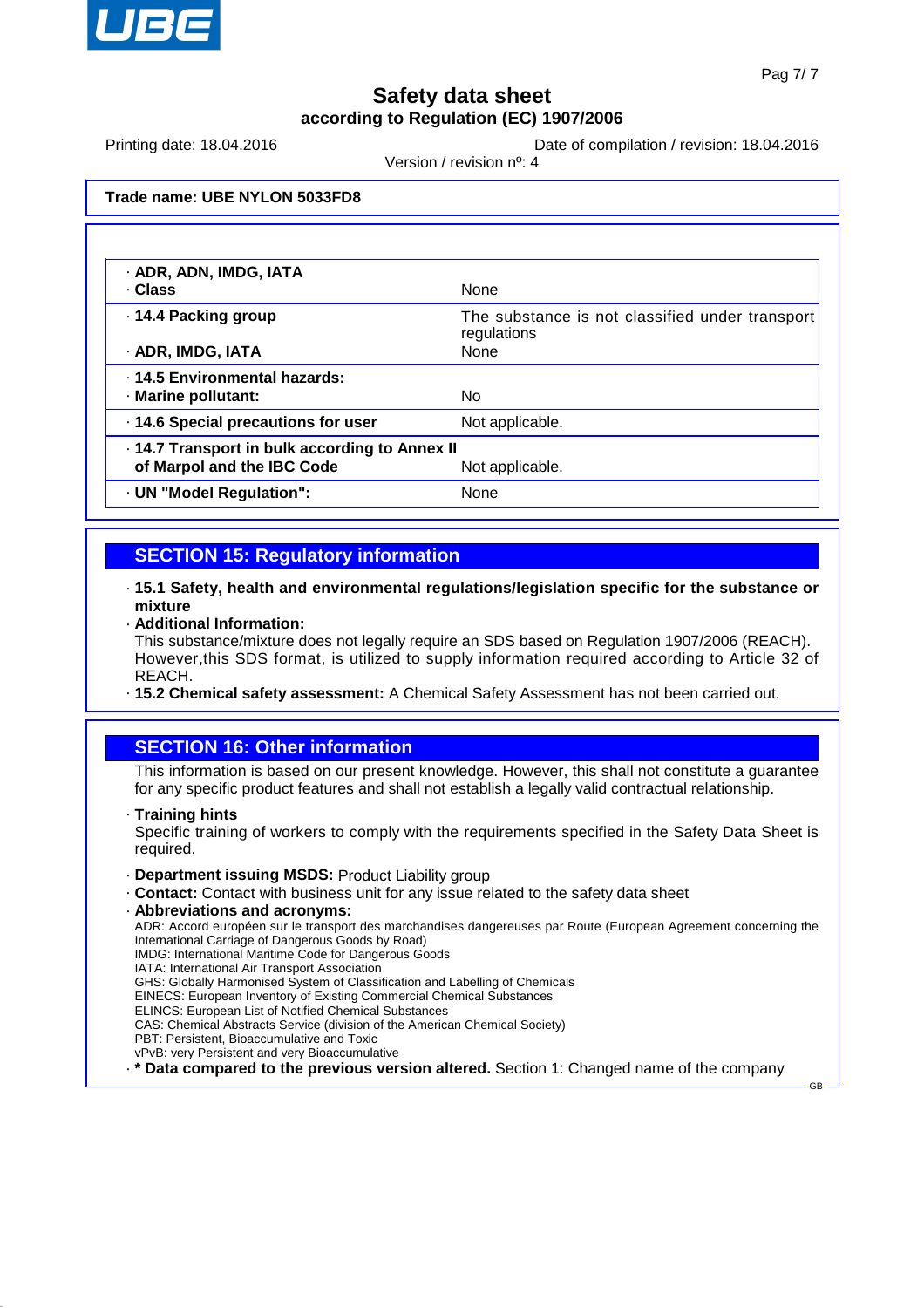**Trade name: UBE NYLON 5033FD8**

| | |
|---|---|
| · **ADR, ADN, IMDG, IATA**<br>· **Class** | None |
| · **14.4 Packing group**<br>· **ADR, IMDG, IATA** | The substance is not classified under transport regulations<br>None |
| · **14.5 Environmental hazards:**<br>· **Marine pollutant:** | No |
| · **14.6 Special precautions for user** | Not applicable. |
| · **14.7 Transport in bulk according to Annex II of Marpol and the IBC Code** | Not applicable. |
| · **UN "Model Regulation":** | None |

## SECTION 15: Regulatory information

· **15.1 Safety, health and environmental regulations/legislation specific for the substance or mixture**

· **Additional Information:**
This substance/mixture does not legally require an SDS based on Regulation 1907/2006 (REACH). However,this SDS format, is utilized to supply information required according to Article 32 of REACH.

· **15.2 Chemical safety assessment:** A Chemical Safety Assessment has not been carried out.

## SECTION 16: Other information

This information is based on our present knowledge. However, this shall not constitute a guarantee for any specific product features and shall not establish a legally valid contractual relationship.

· **Training hints**
Specific training of workers to comply with the requirements specified in the Safety Data Sheet is required.

· **Department issuing MSDS:** Product Liability group
· **Contact:** Contact with business unit for any issue related to the safety data sheet
· **Abbreviations and acronyms:**
ADR: Accord européen sur le transport des marchandises dangereuses par Route (European Agreement concerning the International Carriage of Dangerous Goods by Road)
IMDG: International Maritime Code for Dangerous Goods
IATA: International Air Transport Association
GHS: Globally Harmonised System of Classification and Labelling of Chemicals
EINECS: European Inventory of Existing Commercial Chemical Substances
ELINCS: European List of Notified Chemical Substances
CAS: Chemical Abstracts Service (division of the American Chemical Society)
PBT: Persistent, Bioaccumulative and Toxic
vPvB: very Persistent and very Bioaccumulative
· **\* Data compared to the previous version altered.** Section 1: Changed name of the company